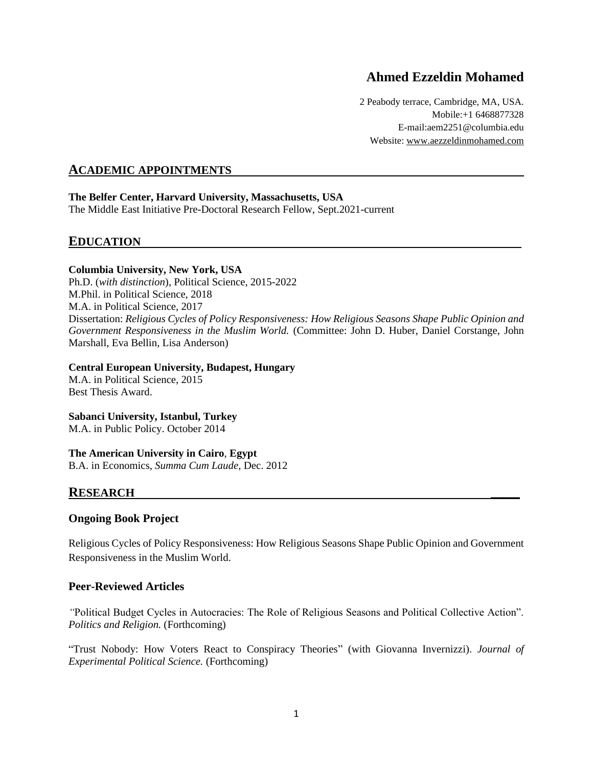# Ahmed Ezzeldin Mohamed

2 Peabody terrace, Cambridge, MA, USA.
Mobile:+1 6468877328
E-mail:aem2251@columbia.edu
Website: www.aezzeldinmohamed.com

## ACADEMIC APPOINTMENTS

**The Belfer Center, Harvard University, Massachusetts, USA**
The Middle East Initiative Pre-Doctoral Research Fellow, Sept.2021-current

## EDUCATION

**Columbia University, New York, USA**
Ph.D. (*with distinction*), Political Science, 2015-2022
M.Phil. in Political Science, 2018
M.A. in Political Science, 2017
Dissertation: *Religious Cycles of Policy Responsiveness: How Religious Seasons Shape Public Opinion and Government Responsiveness in the Muslim World.* (Committee: John D. Huber, Daniel Corstange, John Marshall, Eva Bellin, Lisa Anderson)

**Central European University, Budapest, Hungary**
M.A. in Political Science, 2015
Best Thesis Award.

**Sabanci University, Istanbul, Turkey**
M.A. in Public Policy. October 2014

**The American University in Cairo**, **Egypt**
B.A. in Economics, *Summa Cum Laude*, Dec. 2012

## RESEARCH

### Ongoing Book Project

Religious Cycles of Policy Responsiveness: How Religious Seasons Shape Public Opinion and Government Responsiveness in the Muslim World.

### Peer-Reviewed Articles

*"*Political Budget Cycles in Autocracies: The Role of Religious Seasons and Political Collective Action". *Politics and Religion.* (Forthcoming)

"Trust Nobody: How Voters React to Conspiracy Theories" (with Giovanna Invernizzi). *Journal of Experimental Political Science.* (Forthcoming)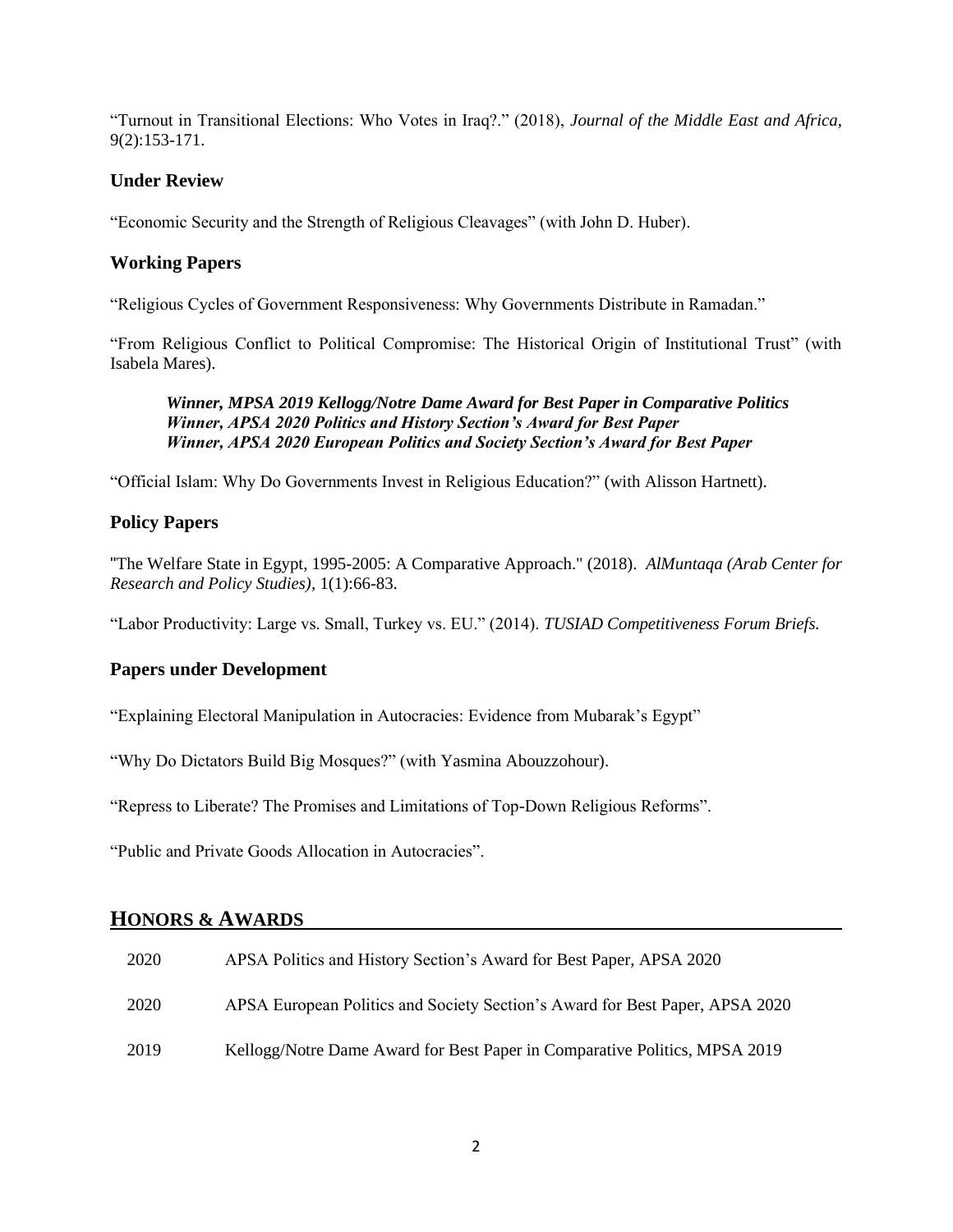"Turnout in Transitional Elections: Who Votes in Iraq?." (2018), *Journal of the Middle East and Africa*, 9(2):153-171.

### Under Review

"Economic Security and the Strength of Religious Cleavages" (with John D. Huber).

### Working Papers

"Religious Cycles of Government Responsiveness: Why Governments Distribute in Ramadan."

"From Religious Conflict to Political Compromise: The Historical Origin of Institutional Trust" (with Isabela Mares).

> ***Winner, MPSA 2019 Kellogg/Notre Dame Award for Best Paper in Comparative Politics***
> ***Winner, APSA 2020 Politics and History Section's Award for Best Paper***
> ***Winner, APSA 2020 European Politics and Society Section's Award for Best Paper***

"Official Islam: Why Do Governments Invest in Religious Education?" (with Alisson Hartnett).

### Policy Papers

"The Welfare State in Egypt, 1995-2005: A Comparative Approach." (2018). *AlMuntaqa (Arab Center for Research and Policy Studies),* 1(1):66-83.

"Labor Productivity: Large vs. Small, Turkey vs. EU." (2014). *TUSIAD Competitiveness Forum Briefs.*

### Papers under Development

"Explaining Electoral Manipulation in Autocracies: Evidence from Mubarak's Egypt"

"Why Do Dictators Build Big Mosques?" (with Yasmina Abouzzohour).

"Repress to Liberate? The Promises and Limitations of Top-Down Religious Reforms".

"Public and Private Goods Allocation in Autocracies".

## HONORS & AWARDS

| | |
|---|---|
| 2020 | APSA Politics and History Section's Award for Best Paper, APSA 2020 |
| 2020 | APSA European Politics and Society Section's Award for Best Paper, APSA 2020 |
| 2019 | Kellogg/Notre Dame Award for Best Paper in Comparative Politics, MPSA 2019 |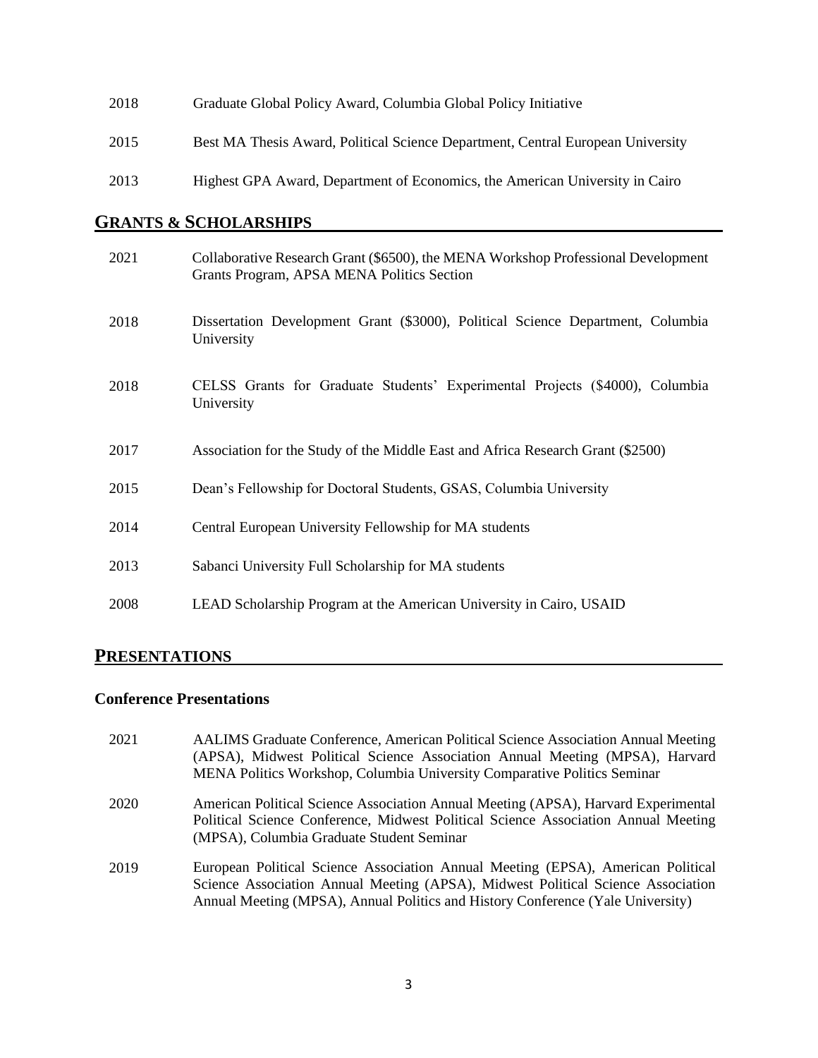2018 Graduate Global Policy Award, Columbia Global Policy Initiative

2015 Best MA Thesis Award, Political Science Department, Central European University

2013 Highest GPA Award, Department of Economics, the American University in Cairo

## GRANTS & SCHOLARSHIPS

2021 Collaborative Research Grant ($6500), the MENA Workshop Professional Development Grants Program, APSA MENA Politics Section

2018 Dissertation Development Grant ($3000), Political Science Department, Columbia University

2018 CELSS Grants for Graduate Students' Experimental Projects ($4000), Columbia University

2017 Association for the Study of the Middle East and Africa Research Grant ($2500)

2015 Dean's Fellowship for Doctoral Students, GSAS, Columbia University

2014 Central European University Fellowship for MA students

2013 Sabanci University Full Scholarship for MA students

2008 LEAD Scholarship Program at the American University in Cairo, USAID

## PRESENTATIONS

### Conference Presentations

2021 AALIMS Graduate Conference, American Political Science Association Annual Meeting (APSA), Midwest Political Science Association Annual Meeting (MPSA), Harvard MENA Politics Workshop, Columbia University Comparative Politics Seminar

2020 American Political Science Association Annual Meeting (APSA), Harvard Experimental Political Science Conference, Midwest Political Science Association Annual Meeting (MPSA), Columbia Graduate Student Seminar

2019 European Political Science Association Annual Meeting (EPSA), American Political Science Association Annual Meeting (APSA), Midwest Political Science Association Annual Meeting (MPSA), Annual Politics and History Conference (Yale University)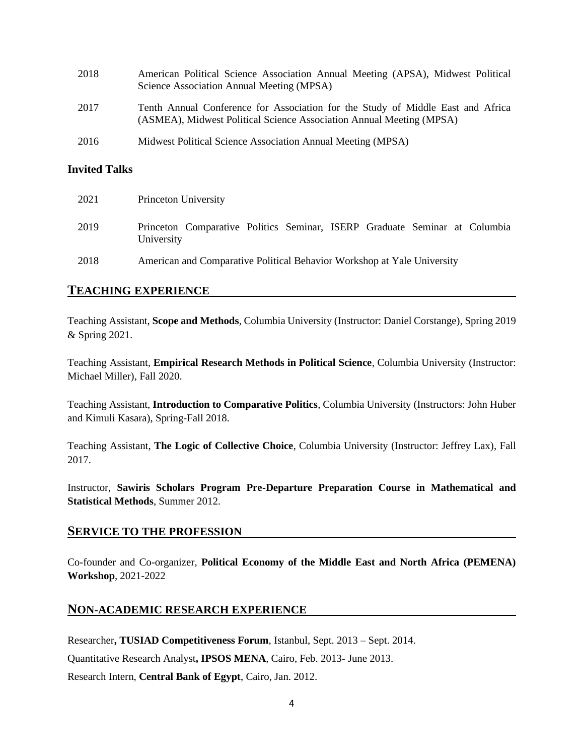| | |
|---|---|
| 2018 | American Political Science Association Annual Meeting (APSA), Midwest Political Science Association Annual Meeting (MPSA) |
| 2017 | Tenth Annual Conference for Association for the Study of Middle East and Africa (ASMEA), Midwest Political Science Association Annual Meeting (MPSA) |
| 2016 | Midwest Political Science Association Annual Meeting (MPSA) |

### Invited Talks

| | |
|---|---|
| 2021 | Princeton University |
| 2019 | Princeton Comparative Politics Seminar, ISERP Graduate Seminar at Columbia University |
| 2018 | American and Comparative Political Behavior Workshop at Yale University |

## TEACHING EXPERIENCE

Teaching Assistant, **Scope and Methods**, Columbia University (Instructor: Daniel Corstange), Spring 2019 & Spring 2021.

Teaching Assistant, **Empirical Research Methods in Political Science**, Columbia University (Instructor: Michael Miller), Fall 2020.

Teaching Assistant, **Introduction to Comparative Politics**, Columbia University (Instructors: John Huber and Kimuli Kasara), Spring-Fall 2018.

Teaching Assistant, **The Logic of Collective Choice**, Columbia University (Instructor: Jeffrey Lax), Fall 2017.

Instructor, **Sawiris Scholars Program Pre-Departure Preparation Course in Mathematical and Statistical Methods**, Summer 2012.

## SERVICE TO THE PROFESSION

Co-founder and Co-organizer, **Political Economy of the Middle East and North Africa (PEMENA) Workshop**, 2021-2022

## NON-ACADEMIC RESEARCH EXPERIENCE

Researcher**, TUSIAD Competitiveness Forum**, Istanbul, Sept. 2013 – Sept. 2014.

Quantitative Research Analyst**, IPSOS MENA**, Cairo, Feb. 2013- June 2013.

Research Intern, **Central Bank of Egypt**, Cairo, Jan. 2012.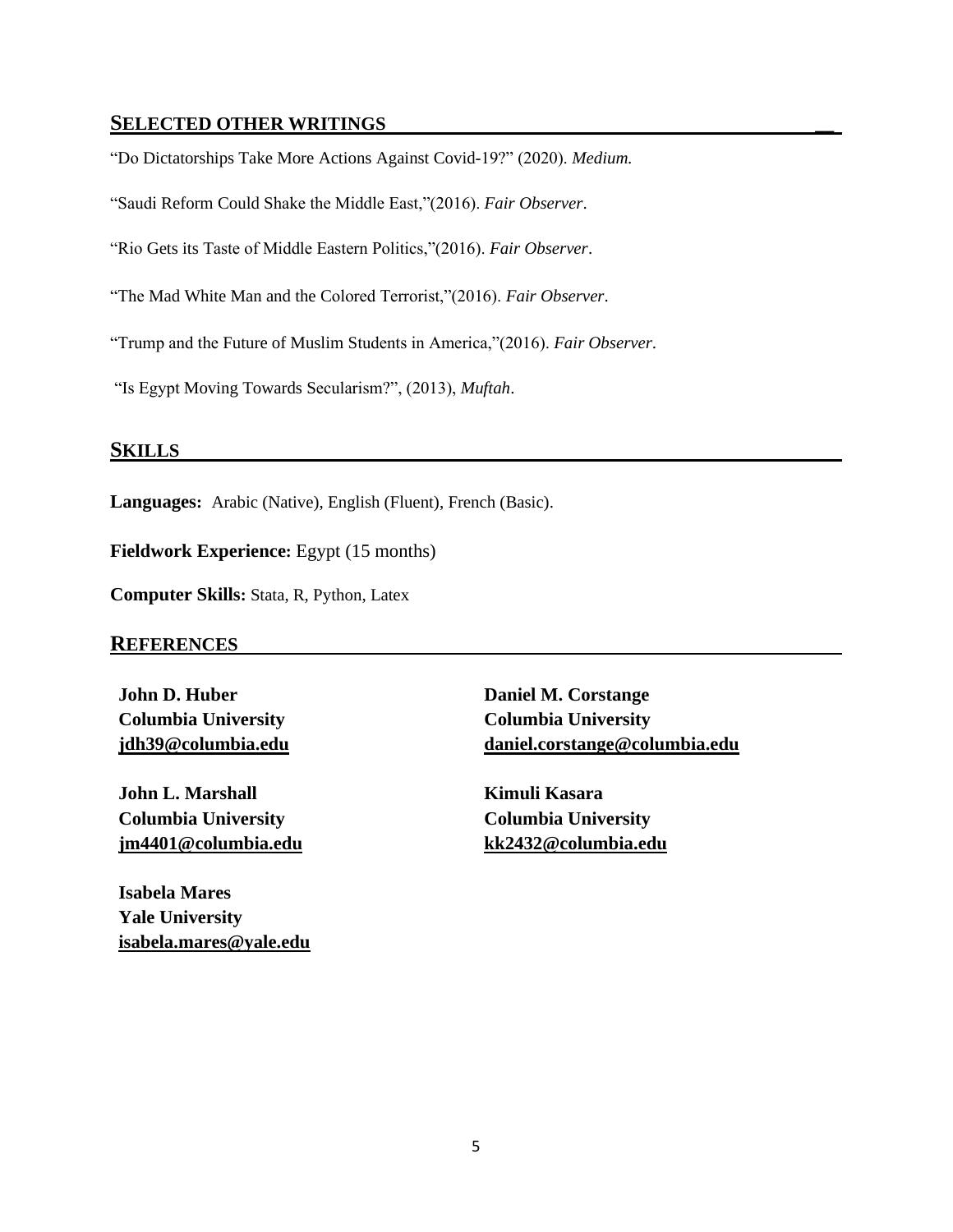## SELECTED OTHER WRITINGS

"Do Dictatorships Take More Actions Against Covid-19?" (2020). *Medium.*

"Saudi Reform Could Shake the Middle East,"(2016). *Fair Observer*.

"Rio Gets its Taste of Middle Eastern Politics,"(2016). *Fair Observer*.

"The Mad White Man and the Colored Terrorist,"(2016). *Fair Observer*.

"Trump and the Future of Muslim Students in America,"(2016). *Fair Observer.*

"Is Egypt Moving Towards Secularism?", (2013), *Muftah*.

## SKILLS

**Languages:** Arabic (Native), English (Fluent), French (Basic).

**Fieldwork Experience:** Egypt (15 months)

**Computer Skills:** Stata, R, Python, Latex

## REFERENCES

**John D. Huber**
**Columbia University**
**jdh39@columbia.edu**

**Daniel M. Corstange**
**Columbia University**
**daniel.corstange@columbia.edu**

**John L. Marshall**
**Columbia University**
**jm4401@columbia.edu**

**Kimuli Kasara**
**Columbia University**
**kk2432@columbia.edu**

**Isabela Mares**
**Yale University**
**isabela.mares@yale.edu**